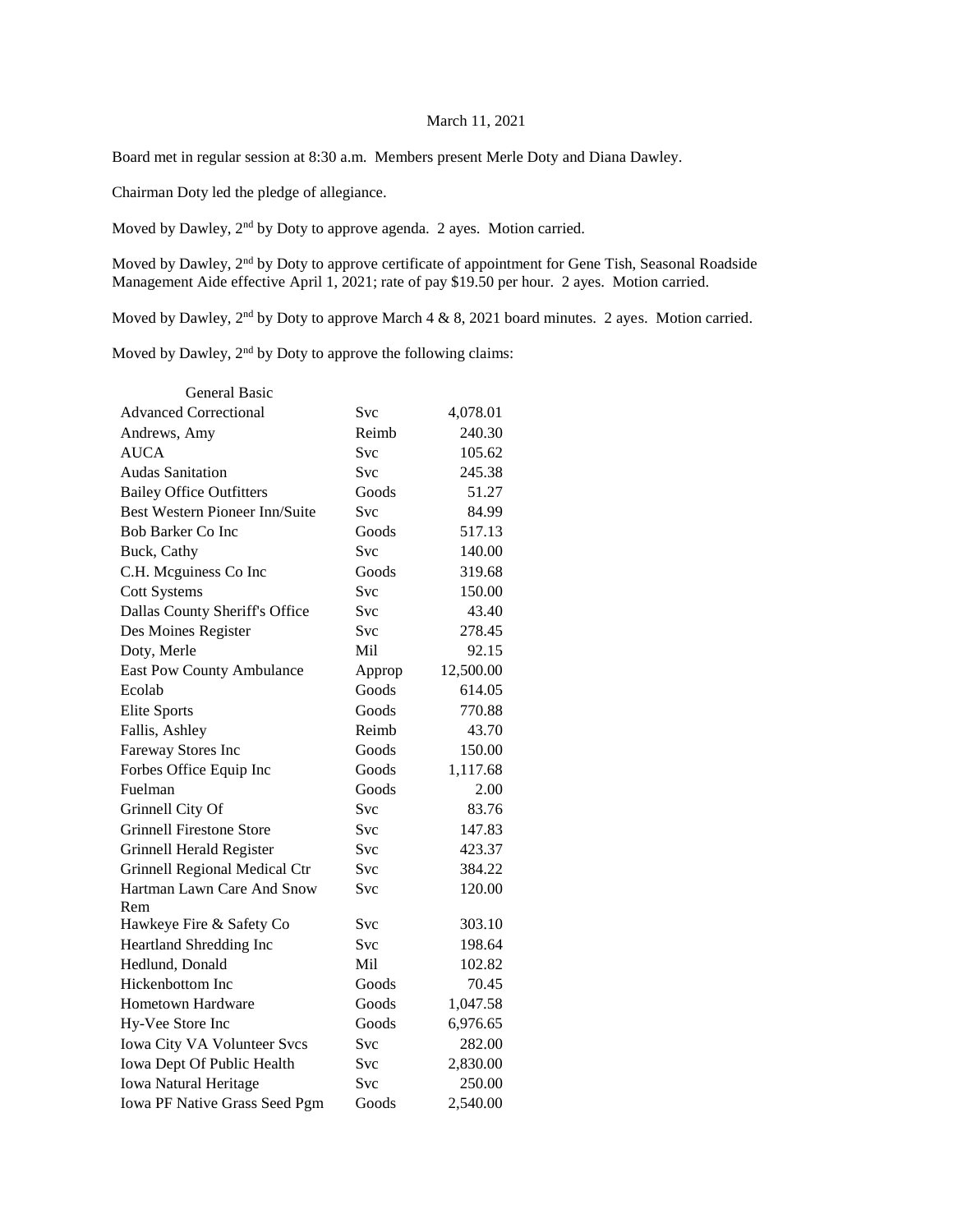March 11, 2021

Board met in regular session at 8:30 a.m. Members present Merle Doty and Diana Dawley.

Chairman Doty led the pledge of allegiance.

Moved by Dawley, 2nd by Doty to approve agenda. 2 ayes. Motion carried.

Moved by Dawley, 2nd by Doty to approve certificate of appointment for Gene Tish, Seasonal Roadside Management Aide effective April 1, 2021; rate of pay $19.50 per hour. 2 ayes. Motion carried.

Moved by Dawley, 2nd by Doty to approve March 4 & 8, 2021 board minutes. 2 ayes. Motion carried.

Moved by Dawley, 2nd by Doty to approve the following claims:

| General Basic | | |
|---|---|---|
| Advanced Correctional | Svc | 4,078.01 |
| Andrews, Amy | Reimb | 240.30 |
| AUCA | Svc | 105.62 |
| Audas Sanitation | Svc | 245.38 |
| Bailey Office Outfitters | Goods | 51.27 |
| Best Western Pioneer Inn/Suite | Svc | 84.99 |
| Bob Barker Co Inc | Goods | 517.13 |
| Buck, Cathy | Svc | 140.00 |
| C.H. Mcguiness Co Inc | Goods | 319.68 |
| Cott Systems | Svc | 150.00 |
| Dallas County Sheriff's Office | Svc | 43.40 |
| Des Moines Register | Svc | 278.45 |
| Doty, Merle | Mil | 92.15 |
| East Pow County Ambulance | Approp | 12,500.00 |
| Ecolab | Goods | 614.05 |
| Elite Sports | Goods | 770.88 |
| Fallis, Ashley | Reimb | 43.70 |
| Fareway Stores Inc | Goods | 150.00 |
| Forbes Office Equip Inc | Goods | 1,117.68 |
| Fuelman | Goods | 2.00 |
| Grinnell City Of | Svc | 83.76 |
| Grinnell Firestone Store | Svc | 147.83 |
| Grinnell Herald Register | Svc | 423.37 |
| Grinnell Regional Medical Ctr | Svc | 384.22 |
| Hartman Lawn Care And Snow Rem | Svc | 120.00 |
| Hawkeye Fire & Safety Co | Svc | 303.10 |
| Heartland Shredding Inc | Svc | 198.64 |
| Hedlund, Donald | Mil | 102.82 |
| Hickenbottom Inc | Goods | 70.45 |
| Hometown Hardware | Goods | 1,047.58 |
| Hy-Vee Store Inc | Goods | 6,976.65 |
| Iowa City VA Volunteer Svcs | Svc | 282.00 |
| Iowa Dept Of Public Health | Svc | 2,830.00 |
| Iowa Natural Heritage | Svc | 250.00 |
| Iowa PF Native Grass Seed Pgm | Goods | 2,540.00 |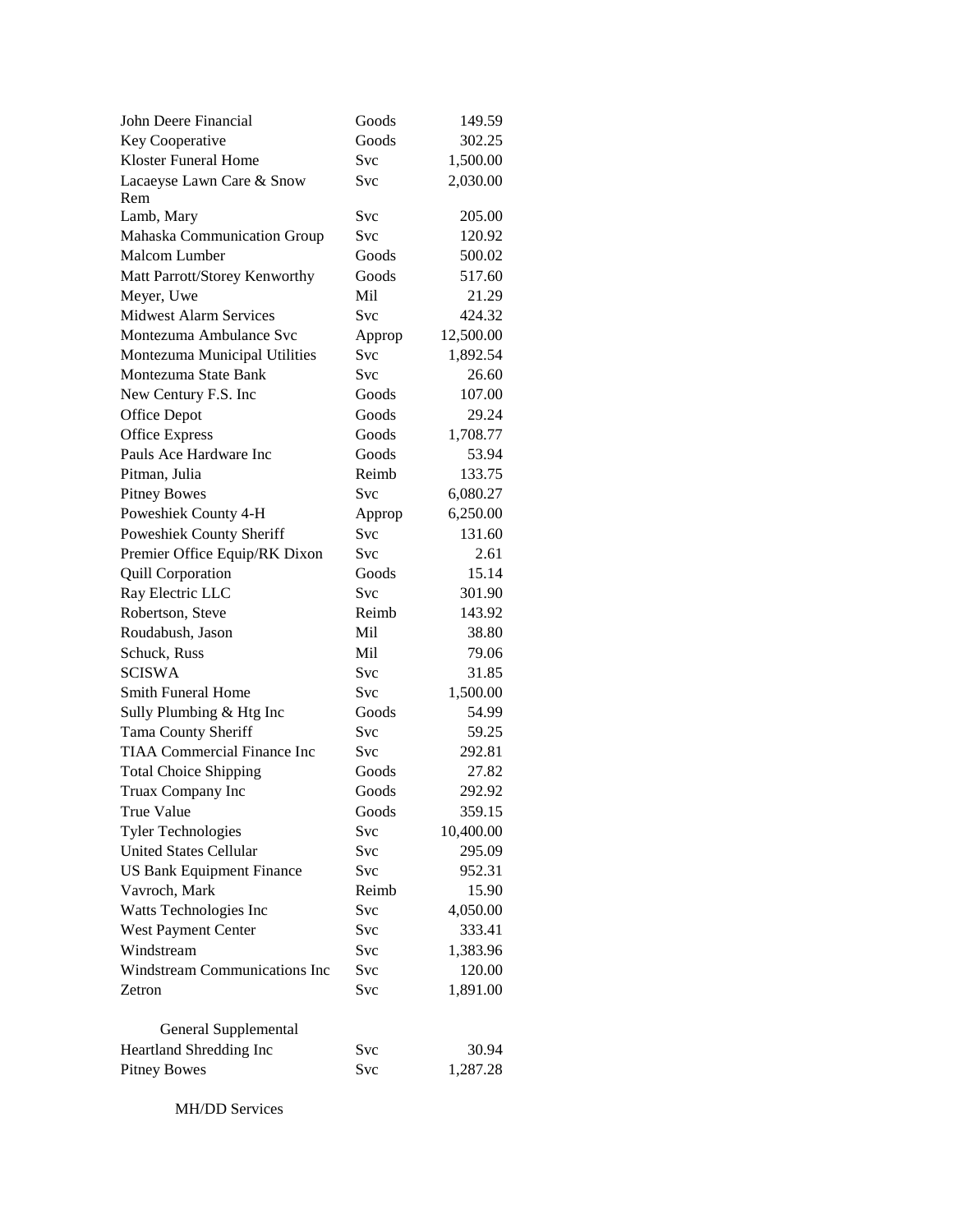| | | |
|---|---|---|
| John Deere Financial | Goods | 149.59 |
| Key Cooperative | Goods | 302.25 |
| Kloster Funeral Home | Svc | 1,500.00 |
| Lacaeyse Lawn Care & Snow Rem | Svc | 2,030.00 |
| Lamb, Mary | Svc | 205.00 |
| Mahaska Communication Group | Svc | 120.92 |
| Malcom Lumber | Goods | 500.02 |
| Matt Parrott/Storey Kenworthy | Goods | 517.60 |
| Meyer, Uwe | Mil | 21.29 |
| Midwest Alarm Services | Svc | 424.32 |
| Montezuma Ambulance Svc | Approp | 12,500.00 |
| Montezuma Municipal Utilities | Svc | 1,892.54 |
| Montezuma State Bank | Svc | 26.60 |
| New Century F.S. Inc | Goods | 107.00 |
| Office Depot | Goods | 29.24 |
| Office Express | Goods | 1,708.77 |
| Pauls Ace Hardware Inc | Goods | 53.94 |
| Pitman, Julia | Reimb | 133.75 |
| Pitney Bowes | Svc | 6,080.27 |
| Poweshiek County 4-H | Approp | 6,250.00 |
| Poweshiek County Sheriff | Svc | 131.60 |
| Premier Office Equip/RK Dixon | Svc | 2.61 |
| Quill Corporation | Goods | 15.14 |
| Ray Electric LLC | Svc | 301.90 |
| Robertson, Steve | Reimb | 143.92 |
| Roudabush, Jason | Mil | 38.80 |
| Schuck, Russ | Mil | 79.06 |
| SCISWA | Svc | 31.85 |
| Smith Funeral Home | Svc | 1,500.00 |
| Sully Plumbing & Htg Inc | Goods | 54.99 |
| Tama County Sheriff | Svc | 59.25 |
| TIAA Commercial Finance Inc | Svc | 292.81 |
| Total Choice Shipping | Goods | 27.82 |
| Truax Company Inc | Goods | 292.92 |
| True Value | Goods | 359.15 |
| Tyler Technologies | Svc | 10,400.00 |
| United States Cellular | Svc | 295.09 |
| US Bank Equipment Finance | Svc | 952.31 |
| Vavroch, Mark | Reimb | 15.90 |
| Watts Technologies Inc | Svc | 4,050.00 |
| West Payment Center | Svc | 333.41 |
| Windstream | Svc | 1,383.96 |
| Windstream Communications Inc | Svc | 120.00 |
| Zetron | Svc | 1,891.00 |

General Supplemental

| | | |
|---|---|---|
| Heartland Shredding Inc | Svc | 30.94 |
| Pitney Bowes | Svc | 1,287.28 |

MH/DD Services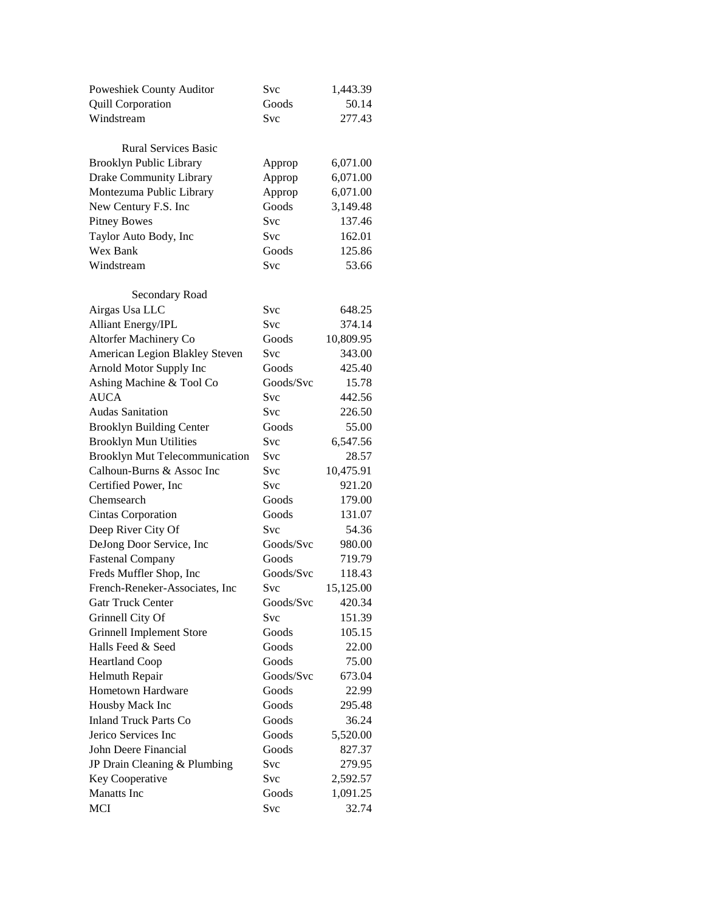| | | |
|---|---|---|
| Poweshiek County Auditor | Svc | 1,443.39 |
| Quill Corporation | Goods | 50.14 |
| Windstream | Svc | 277.43 |
| | | |
| Rural Services Basic | | |
| Brooklyn Public Library | Approp | 6,071.00 |
| Drake Community Library | Approp | 6,071.00 |
| Montezuma Public Library | Approp | 6,071.00 |
| New Century F.S. Inc | Goods | 3,149.48 |
| Pitney Bowes | Svc | 137.46 |
| Taylor Auto Body, Inc | Svc | 162.01 |
| Wex Bank | Goods | 125.86 |
| Windstream | Svc | 53.66 |
| | | |
| Secondary Road | | |
| Airgas Usa LLC | Svc | 648.25 |
| Alliant Energy/IPL | Svc | 374.14 |
| Altorfer Machinery Co | Goods | 10,809.95 |
| American Legion Blakley Steven | Svc | 343.00 |
| Arnold Motor Supply Inc | Goods | 425.40 |
| Ashing Machine & Tool Co | Goods/Svc | 15.78 |
| AUCA | Svc | 442.56 |
| Audas Sanitation | Svc | 226.50 |
| Brooklyn Building Center | Goods | 55.00 |
| Brooklyn Mun Utilities | Svc | 6,547.56 |
| Brooklyn Mut Telecommunication | Svc | 28.57 |
| Calhoun-Burns & Assoc Inc | Svc | 10,475.91 |
| Certified Power, Inc | Svc | 921.20 |
| Chemsearch | Goods | 179.00 |
| Cintas Corporation | Goods | 131.07 |
| Deep River City Of | Svc | 54.36 |
| DeJong Door Service, Inc | Goods/Svc | 980.00 |
| Fastenal Company | Goods | 719.79 |
| Freds Muffler Shop, Inc | Goods/Svc | 118.43 |
| French-Reneker-Associates, Inc | Svc | 15,125.00 |
| Gatr Truck Center | Goods/Svc | 420.34 |
| Grinnell City Of | Svc | 151.39 |
| Grinnell Implement Store | Goods | 105.15 |
| Halls Feed & Seed | Goods | 22.00 |
| Heartland Coop | Goods | 75.00 |
| Helmuth Repair | Goods/Svc | 673.04 |
| Hometown Hardware | Goods | 22.99 |
| Housby Mack Inc | Goods | 295.48 |
| Inland Truck Parts Co | Goods | 36.24 |
| Jerico Services Inc | Goods | 5,520.00 |
| John Deere Financial | Goods | 827.37 |
| JP Drain Cleaning & Plumbing | Svc | 279.95 |
| Key Cooperative | Svc | 2,592.57 |
| Manatts Inc | Goods | 1,091.25 |
| MCI | Svc | 32.74 |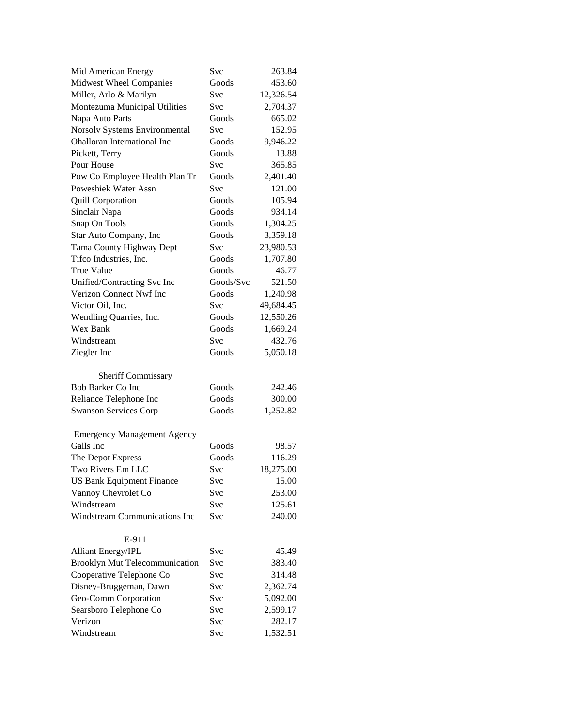| | | |
|---|---|---|
| Mid American Energy | Svc | 263.84 |
| Midwest Wheel Companies | Goods | 453.60 |
| Miller, Arlo & Marilyn | Svc | 12,326.54 |
| Montezuma Municipal Utilities | Svc | 2,704.37 |
| Napa Auto Parts | Goods | 665.02 |
| Norsolv Systems Environmental | Svc | 152.95 |
| Ohalloran International Inc | Goods | 9,946.22 |
| Pickett, Terry | Goods | 13.88 |
| Pour House | Svc | 365.85 |
| Pow Co Employee Health Plan Tr | Goods | 2,401.40 |
| Poweshiek Water Assn | Svc | 121.00 |
| Quill Corporation | Goods | 105.94 |
| Sinclair Napa | Goods | 934.14 |
| Snap On Tools | Goods | 1,304.25 |
| Star Auto Company, Inc | Goods | 3,359.18 |
| Tama County Highway Dept | Svc | 23,980.53 |
| Tifco Industries, Inc. | Goods | 1,707.80 |
| True Value | Goods | 46.77 |
| Unified/Contracting Svc Inc | Goods/Svc | 521.50 |
| Verizon Connect Nwf Inc | Goods | 1,240.98 |
| Victor Oil, Inc. | Svc | 49,684.45 |
| Wendling Quarries, Inc. | Goods | 12,550.26 |
| Wex Bank | Goods | 1,669.24 |
| Windstream | Svc | 432.76 |
| Ziegler Inc | Goods | 5,050.18 |

Sheriff Commissary

| | | |
|---|---|---|
| Bob Barker Co Inc | Goods | 242.46 |
| Reliance Telephone Inc | Goods | 300.00 |
| Swanson Services Corp | Goods | 1,252.82 |

Emergency Management Agency

| | | |
|---|---|---|
| Galls Inc | Goods | 98.57 |
| The Depot Express | Goods | 116.29 |
| Two Rivers Em LLC | Svc | 18,275.00 |
| US Bank Equipment Finance | Svc | 15.00 |
| Vannoy Chevrolet Co | Svc | 253.00 |
| Windstream | Svc | 125.61 |
| Windstream Communications Inc | Svc | 240.00 |

E-911

| | | |
|---|---|---|
| Alliant Energy/IPL | Svc | 45.49 |
| Brooklyn Mut Telecommunication | Svc | 383.40 |
| Cooperative Telephone Co | Svc | 314.48 |
| Disney-Bruggeman, Dawn | Svc | 2,362.74 |
| Geo-Comm Corporation | Svc | 5,092.00 |
| Searsboro Telephone Co | Svc | 2,599.17 |
| Verizon | Svc | 282.17 |
| Windstream | Svc | 1,532.51 |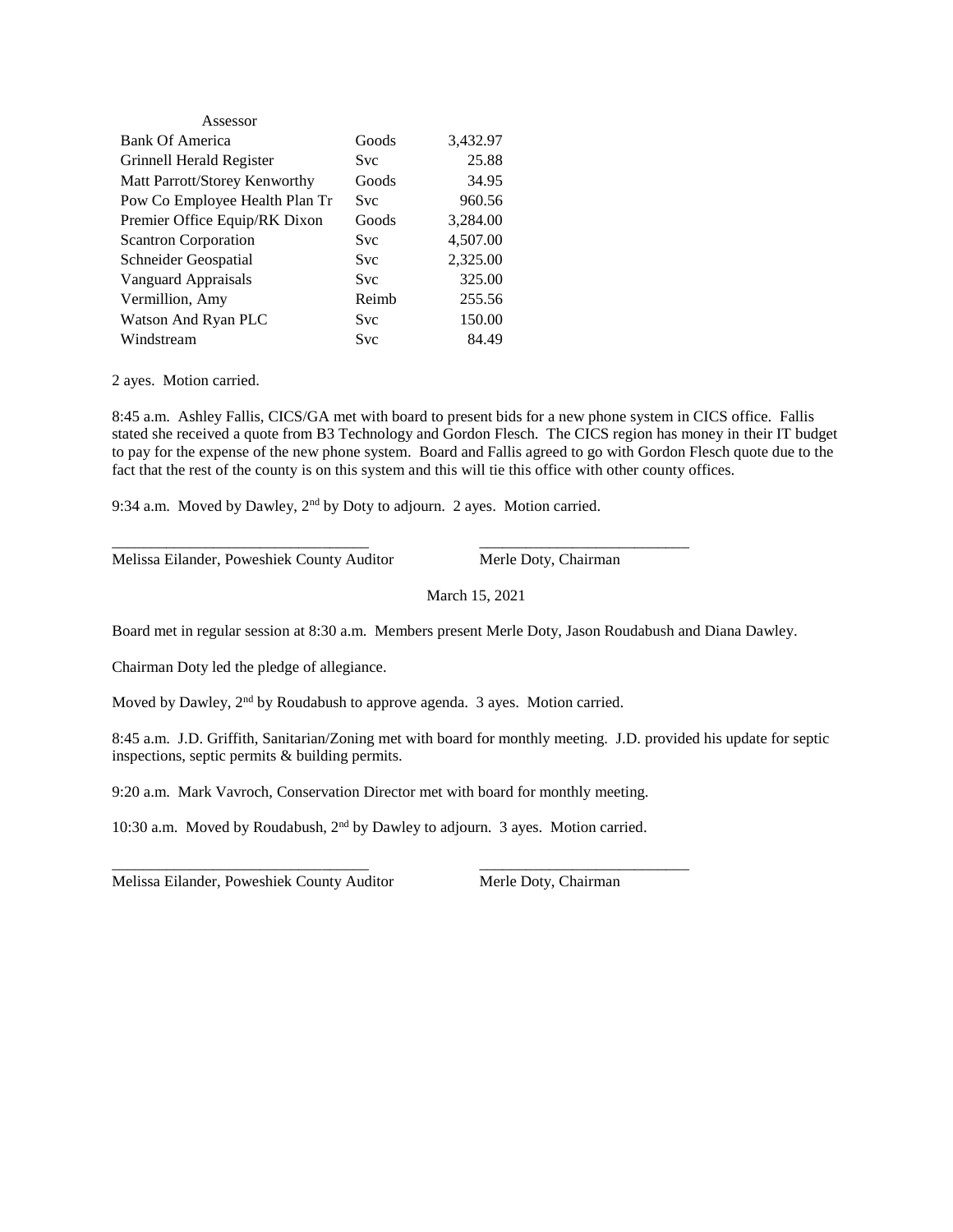| Assessor | | |
|---|---|---|
| Bank Of America | Goods | 3,432.97 |
| Grinnell Herald Register | Svc | 25.88 |
| Matt Parrott/Storey Kenworthy | Goods | 34.95 |
| Pow Co Employee Health Plan Tr | Svc | 960.56 |
| Premier Office Equip/RK Dixon | Goods | 3,284.00 |
| Scantron Corporation | Svc | 4,507.00 |
| Schneider Geospatial | Svc | 2,325.00 |
| Vanguard Appraisals | Svc | 325.00 |
| Vermillion, Amy | Reimb | 255.56 |
| Watson And Ryan PLC | Svc | 150.00 |
| Windstream | Svc | 84.49 |

2 ayes. Motion carried.

8:45 a.m. Ashley Fallis, CICS/GA met with board to present bids for a new phone system in CICS office. Fallis stated she received a quote from B3 Technology and Gordon Flesch. The CICS region has money in their IT budget to pay for the expense of the new phone system. Board and Fallis agreed to go with Gordon Flesch quote due to the fact that the rest of the county is on this system and this will tie this office with other county offices.

9:34 a.m. Moved by Dawley, 2nd by Doty to adjourn. 2 ayes. Motion carried.

\_\_\_\_\_\_\_\_\_\_\_\_\_\_\_\_\_\_\_\_\_\_\_\_\_\_\_\_\_\_\_\_ \_\_\_\_\_\_\_\_\_\_\_\_\_\_\_\_\_\_\_\_\_\_\_\_\_\_\_

Melissa Eilander, Poweshiek County Auditor Merle Doty, Chairman

March 15, 2021

Board met in regular session at 8:30 a.m. Members present Merle Doty, Jason Roudabush and Diana Dawley.

Chairman Doty led the pledge of allegiance.

Moved by Dawley, 2nd by Roudabush to approve agenda. 3 ayes. Motion carried.

8:45 a.m. J.D. Griffith, Sanitarian/Zoning met with board for monthly meeting. J.D. provided his update for septic inspections, septic permits & building permits.

9:20 a.m. Mark Vavroch, Conservation Director met with board for monthly meeting.

10:30 a.m. Moved by Roudabush, 2nd by Dawley to adjourn. 3 ayes. Motion carried.

\_\_\_\_\_\_\_\_\_\_\_\_\_\_\_\_\_\_\_\_\_\_\_\_\_\_\_\_\_\_\_\_ \_\_\_\_\_\_\_\_\_\_\_\_\_\_\_\_\_\_\_\_\_\_\_\_\_\_\_

Melissa Eilander, Poweshiek County Auditor Merle Doty, Chairman